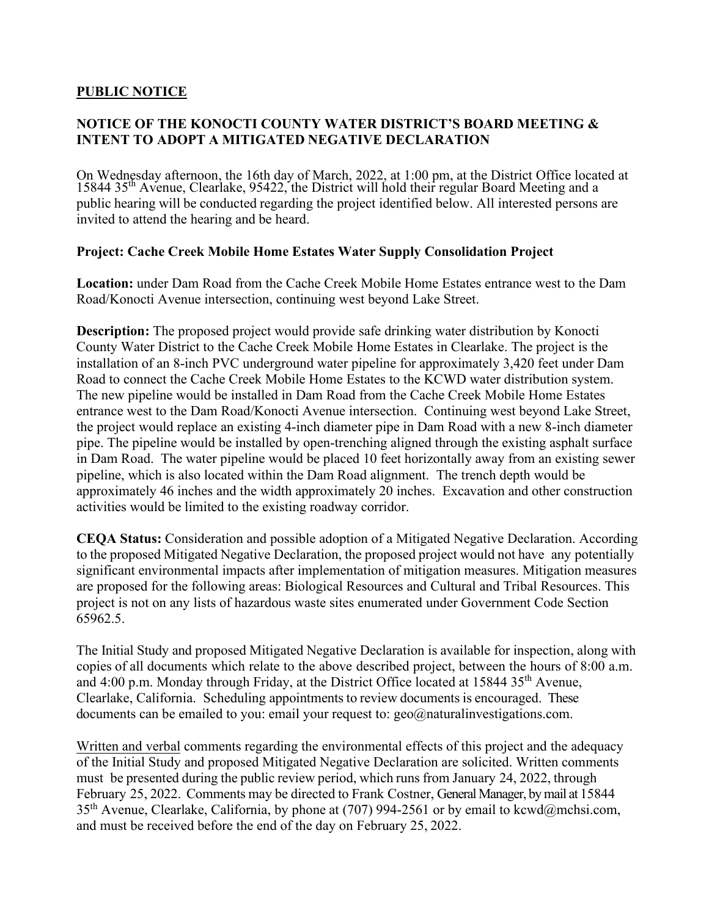**PUBLIC NOTICE**

**NOTICE OF THE KONOCTI COUNTY WATER DISTRICT'S BOARD MEETING & INTENT TO ADOPT A MITIGATED NEGATIVE DECLARATION**

On Wednesday afternoon, the 16th day of March, 2022, at 1:00 pm, at the District Office located at 15844 35th Avenue, Clearlake, 95422, the District will hold their regular Board Meeting and a public hearing will be conducted regarding the project identified below. All interested persons are invited to attend the hearing and be heard.

**Project: Cache Creek Mobile Home Estates Water Supply Consolidation Project**

**Location:** under Dam Road from the Cache Creek Mobile Home Estates entrance west to the Dam Road/Konocti Avenue intersection, continuing west beyond Lake Street.

**Description:** The proposed project would provide safe drinking water distribution by Konocti County Water District to the Cache Creek Mobile Home Estates in Clearlake. The project is the installation of an 8-inch PVC underground water pipeline for approximately 3,420 feet under Dam Road to connect the Cache Creek Mobile Home Estates to the KCWD water distribution system. The new pipeline would be installed in Dam Road from the Cache Creek Mobile Home Estates entrance west to the Dam Road/Konocti Avenue intersection. Continuing west beyond Lake Street, the project would replace an existing 4-inch diameter pipe in Dam Road with a new 8-inch diameter pipe. The pipeline would be installed by open-trenching aligned through the existing asphalt surface in Dam Road. The water pipeline would be placed 10 feet horizontally away from an existing sewer pipeline, which is also located within the Dam Road alignment. The trench depth would be approximately 46 inches and the width approximately 20 inches. Excavation and other construction activities would be limited to the existing roadway corridor.

**CEQA Status:** Consideration and possible adoption of a Mitigated Negative Declaration. According to the proposed Mitigated Negative Declaration, the proposed project would not have any potentially significant environmental impacts after implementation of mitigation measures. Mitigation measures are proposed for the following areas: Biological Resources and Cultural and Tribal Resources. This project is not on any lists of hazardous waste sites enumerated under Government Code Section 65962.5.

The Initial Study and proposed Mitigated Negative Declaration is available for inspection, along with copies of all documents which relate to the above described project, between the hours of 8:00 a.m. and 4:00 p.m. Monday through Friday, at the District Office located at 15844 35th Avenue, Clearlake, California. Scheduling appointments to review documents is encouraged. These documents can be emailed to you: email your request to: geo@naturalinvestigations.com.

Written and verbal comments regarding the environmental effects of this project and the adequacy of the Initial Study and proposed Mitigated Negative Declaration are solicited. Written comments must be presented during the public review period, which runs from January 24, 2022, through February 25, 2022. Comments may be directed to Frank Costner, General Manager, by mail at 15844 35th Avenue, Clearlake, California, by phone at (707) 994-2561 or by email to kcwd@mchsi.com, and must be received before the end of the day on February 25, 2022.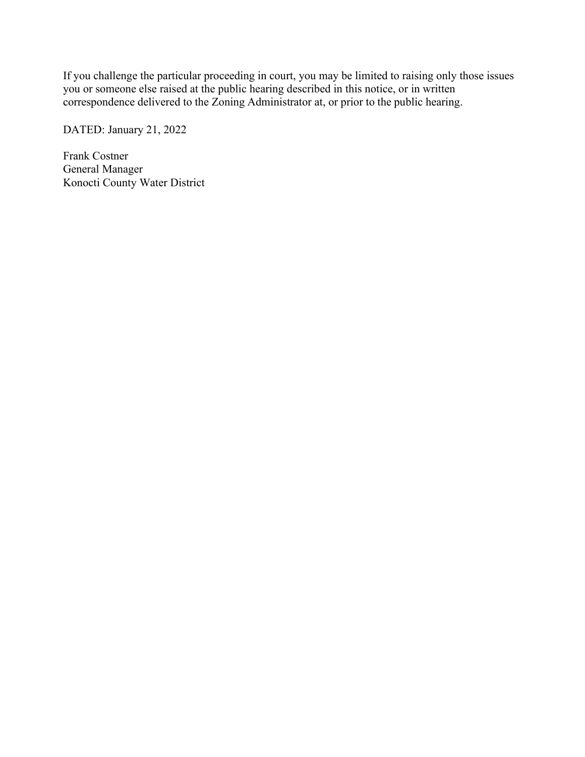If you challenge the particular proceeding in court, you may be limited to raising only those issues you or someone else raised at the public hearing described in this notice, or in written correspondence delivered to the Zoning Administrator at, or prior to the public hearing.

DATED: January 21, 2022

Frank Costner  
General Manager  
Konocti County Water District